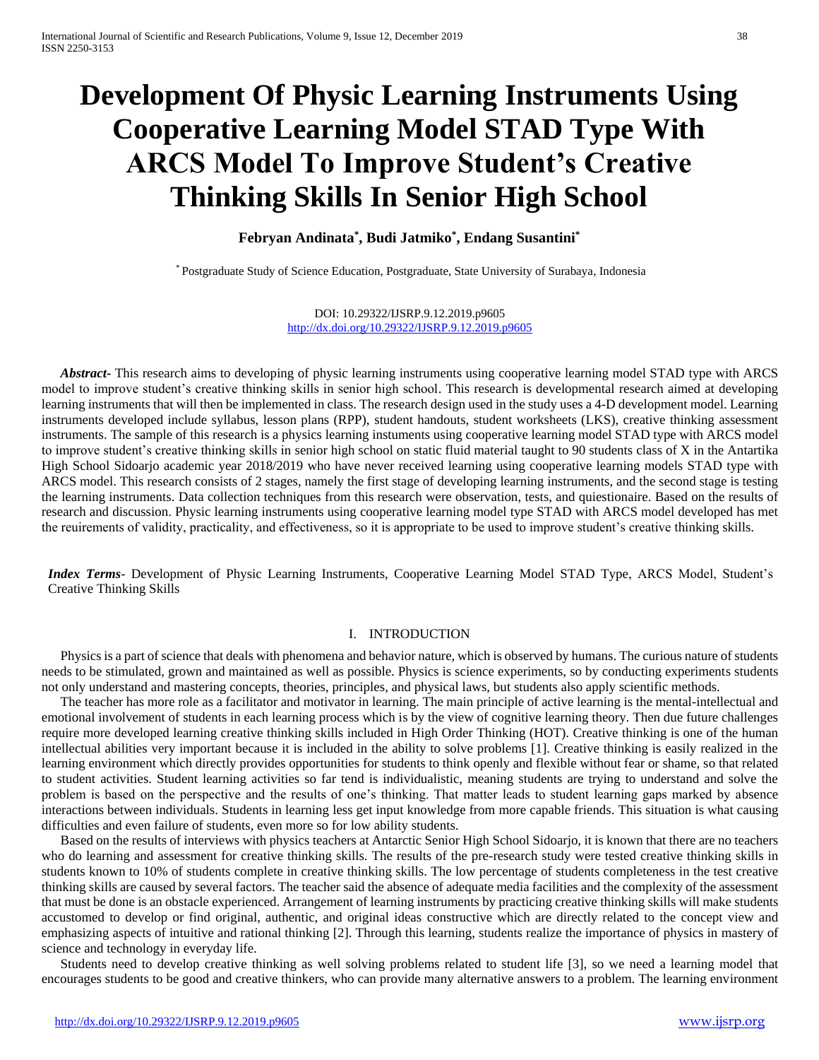# Development Of Physic Learning Instruments Using Cooperative Learning Model STAD Type With ARCS Model To Improve Student's Creative Thinking Skills In Senior High School

**Febryan Andinata[*], Budi Jatmiko[*], Endang Susantini[*]**

[*] Postgraduate Study of Science Education, Postgraduate, State University of Surabaya, Indonesia

DOI: 10.29322/IJSRP.9.12.2019.p9605
http://dx.doi.org/10.29322/IJSRP.9.12.2019.p9605

***Abstract*-** This research aims to developing of physic learning instruments using cooperative learning model STAD type with ARCS model to improve student's creative thinking skills in senior high school. This research is developmental research aimed at developing learning instruments that will then be implemented in class. The research design used in the study uses a 4-D development model. Learning instruments developed include syllabus, lesson plans (RPP), student handouts, student worksheets (LKS), creative thinking assessment instruments. The sample of this research is a physics learning instuments using cooperative learning model STAD type with ARCS model to improve student's creative thinking skills in senior high school on static fluid material taught to 90 students class of X in the Antartika High School Sidoarjo academic year 2018/2019 who have never received learning using cooperative learning models STAD type with ARCS model. This research consists of 2 stages, namely the first stage of developing learning instruments, and the second stage is testing the learning instruments. Data collection techniques from this research were observation, tests, and quiestionaire. Based on the results of research and discussion. Physic learning instruments using cooperative learning model type STAD with ARCS model developed has met the reuirements of validity, practicality, and effectiveness, so it is appropriate to be used to improve student's creative thinking skills.

***Index Terms*-** Development of Physic Learning Instruments, Cooperative Learning Model STAD Type, ARCS Model, Student's Creative Thinking Skills

## I. INTRODUCTION

Physics is a part of science that deals with phenomena and behavior nature, which is observed by humans. The curious nature of students needs to be stimulated, grown and maintained as well as possible. Physics is science experiments, so by conducting experiments students not only understand and mastering concepts, theories, principles, and physical laws, but students also apply scientific methods.

The teacher has more role as a facilitator and motivator in learning. The main principle of active learning is the mental-intellectual and emotional involvement of students in each learning process which is by the view of cognitive learning theory. Then due future challenges require more developed learning creative thinking skills included in High Order Thinking (HOT). Creative thinking is one of the human intellectual abilities very important because it is included in the ability to solve problems [1]. Creative thinking is easily realized in the learning environment which directly provides opportunities for students to think openly and flexible without fear or shame, so that related to student activities. Student learning activities so far tend is individualistic, meaning students are trying to understand and solve the problem is based on the perspective and the results of one's thinking. That matter leads to student learning gaps marked by absence interactions between individuals. Students in learning less get input knowledge from more capable friends. This situation is what causing difficulties and even failure of students, even more so for low ability students.

Based on the results of interviews with physics teachers at Antarctic Senior High School Sidoarjo, it is known that there are no teachers who do learning and assessment for creative thinking skills. The results of the pre-research study were tested creative thinking skills in students known to 10% of students complete in creative thinking skills. The low percentage of students completeness in the test creative thinking skills are caused by several factors. The teacher said the absence of adequate media facilities and the complexity of the assessment that must be done is an obstacle experienced. Arrangement of learning instruments by practicing creative thinking skills will make students accustomed to develop or find original, authentic, and original ideas constructive which are directly related to the concept view and emphasizing aspects of intuitive and rational thinking [2]. Through this learning, students realize the importance of physics in mastery of science and technology in everyday life.

Students need to develop creative thinking as well solving problems related to student life [3], so we need a learning model that encourages students to be good and creative thinkers, who can provide many alternative answers to a problem. The learning environment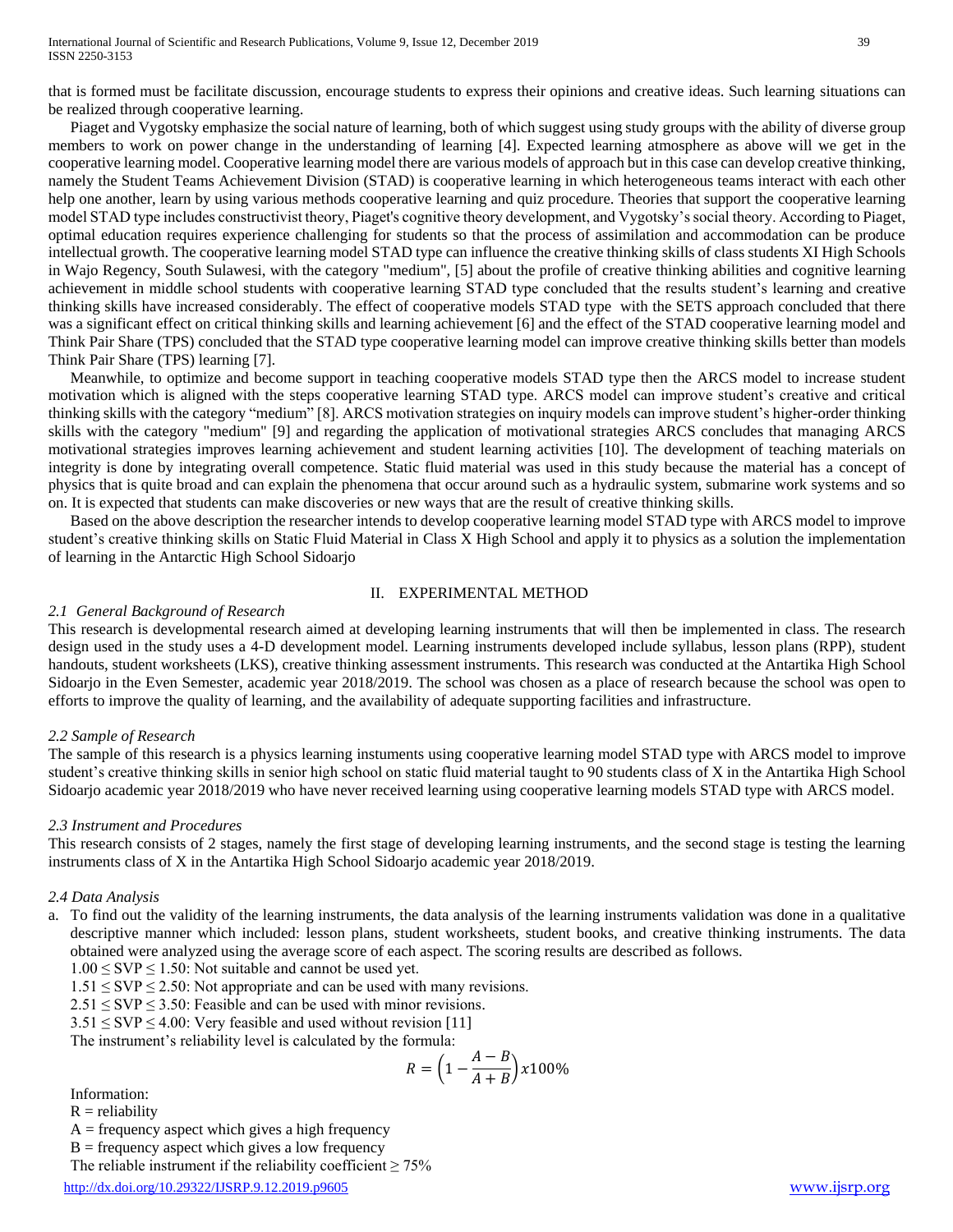that is formed must be facilitate discussion, encourage students to express their opinions and creative ideas. Such learning situations can be realized through cooperative learning.

Piaget and Vygotsky emphasize the social nature of learning, both of which suggest using study groups with the ability of diverse group members to work on power change in the understanding of learning [4]. Expected learning atmosphere as above will we get in the cooperative learning model. Cooperative learning model there are various models of approach but in this case can develop creative thinking, namely the Student Teams Achievement Division (STAD) is cooperative learning in which heterogeneous teams interact with each other help one another, learn by using various methods cooperative learning and quiz procedure. Theories that support the cooperative learning model STAD type includes constructivist theory, Piaget's cognitive theory development, and Vygotsky's social theory. According to Piaget, optimal education requires experience challenging for students so that the process of assimilation and accommodation can be produce intellectual growth. The cooperative learning model STAD type can influence the creative thinking skills of class students XI High Schools in Wajo Regency, South Sulawesi, with the category "medium", [5] about the profile of creative thinking abilities and cognitive learning achievement in middle school students with cooperative learning STAD type concluded that the results student's learning and creative thinking skills have increased considerably. The effect of cooperative models STAD type with the SETS approach concluded that there was a significant effect on critical thinking skills and learning achievement [6] and the effect of the STAD cooperative learning model and Think Pair Share (TPS) concluded that the STAD type cooperative learning model can improve creative thinking skills better than models Think Pair Share (TPS) learning [7].

Meanwhile, to optimize and become support in teaching cooperative models STAD type then the ARCS model to increase student motivation which is aligned with the steps cooperative learning STAD type. ARCS model can improve student's creative and critical thinking skills with the category "medium" [8]. ARCS motivation strategies on inquiry models can improve student's higher-order thinking skills with the category "medium" [9] and regarding the application of motivational strategies ARCS concludes that managing ARCS motivational strategies improves learning achievement and student learning activities [10]. The development of teaching materials on integrity is done by integrating overall competence. Static fluid material was used in this study because the material has a concept of physics that is quite broad and can explain the phenomena that occur around such as a hydraulic system, submarine work systems and so on. It is expected that students can make discoveries or new ways that are the result of creative thinking skills.

Based on the above description the researcher intends to develop cooperative learning model STAD type with ARCS model to improve student's creative thinking skills on Static Fluid Material in Class X High School and apply it to physics as a solution the implementation of learning in the Antarctic High School Sidoarjo

## II. EXPERIMENTAL METHOD

### *2.1 General Background of Research*

This research is developmental research aimed at developing learning instruments that will then be implemented in class. The research design used in the study uses a 4-D development model. Learning instruments developed include syllabus, lesson plans (RPP), student handouts, student worksheets (LKS), creative thinking assessment instruments. This research was conducted at the Antartika High School Sidoarjo in the Even Semester, academic year 2018/2019. The school was chosen as a place of research because the school was open to efforts to improve the quality of learning, and the availability of adequate supporting facilities and infrastructure.

### *2.2 Sample of Research*

The sample of this research is a physics learning instuments using cooperative learning model STAD type with ARCS model to improve student's creative thinking skills in senior high school on static fluid material taught to 90 students class of X in the Antartika High School Sidoarjo academic year 2018/2019 who have never received learning using cooperative learning models STAD type with ARCS model.

### *2.3 Instrument and Procedures*

This research consists of 2 stages, namely the first stage of developing learning instruments, and the second stage is testing the learning instruments class of X in the Antartika High School Sidoarjo academic year 2018/2019.

### *2.4 Data Analysis*

a. To find out the validity of the learning instruments, the data analysis of the learning instruments validation was done in a qualitative descriptive manner which included: lesson plans, student worksheets, student books, and creative thinking instruments. The data obtained were analyzed using the average score of each aspect. The scoring results are described as follows.

   $1.00 \le \text{SVP} \le 1.50$: Not suitable and cannot be used yet.
   $1.51 \le \text{SVP} \le 2.50$: Not appropriate and can be used with many revisions.
   $2.51 \le \text{SVP} \le 3.50$: Feasible and can be used with minor revisions.
   $3.51 \le \text{SVP} \le 4.00$: Very feasible and used without revision [11]

   The instrument's reliability level is calculated by the formula:

   $$R = \left(1 - \frac{A - B}{A + B}\right) x100\%$$

   Information:
   R = reliability
   A = frequency aspect which gives a high frequency
   B = frequency aspect which gives a low frequency
   The reliable instrument if the reliability coefficient $\ge 75\%$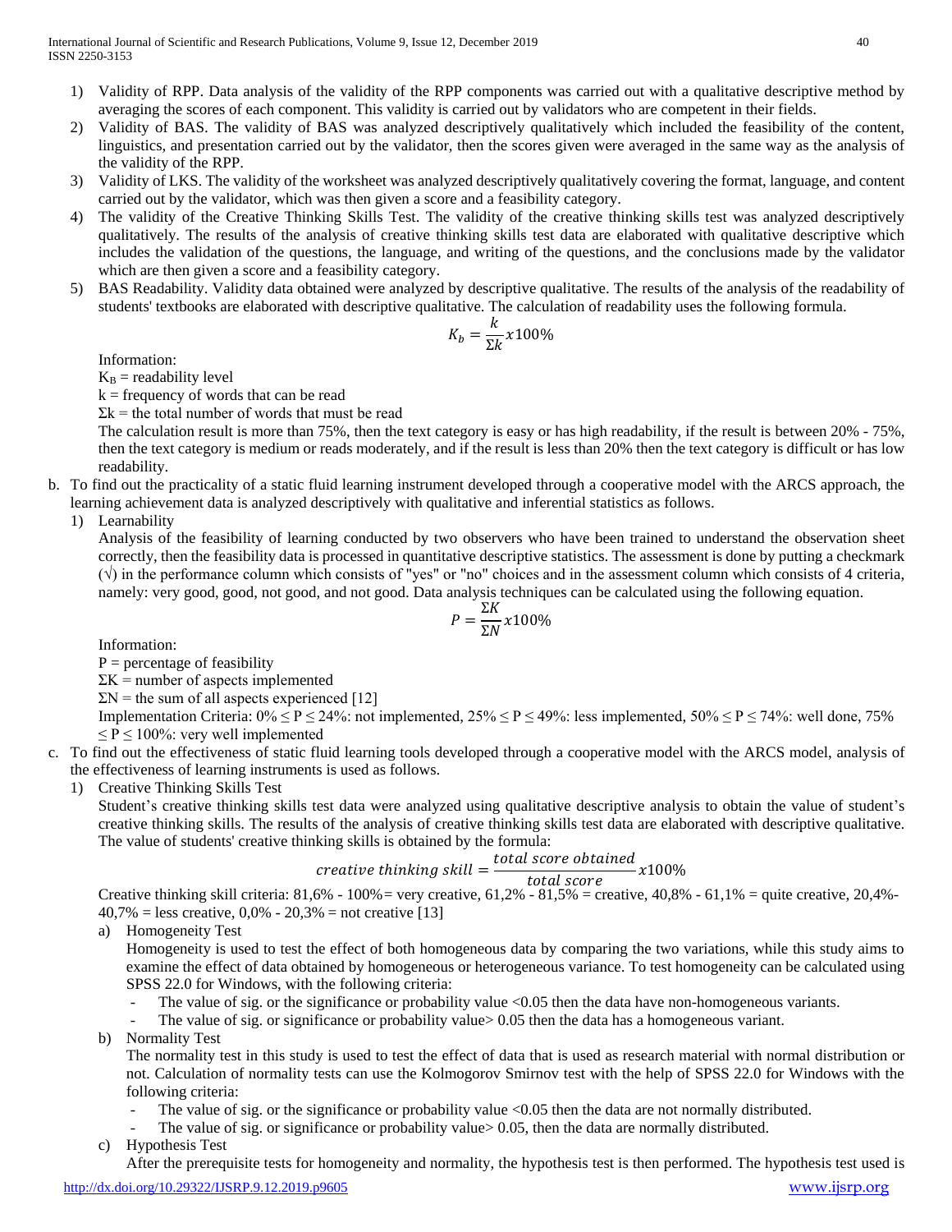1) Validity of RPP. Data analysis of the validity of the RPP components was carried out with a qualitative descriptive method by averaging the scores of each component. This validity is carried out by validators who are competent in their fields.
2) Validity of BAS. The validity of BAS was analyzed descriptively qualitatively which included the feasibility of the content, linguistics, and presentation carried out by the validator, then the scores given were averaged in the same way as the analysis of the validity of the RPP.
3) Validity of LKS. The validity of the worksheet was analyzed descriptively qualitatively covering the format, language, and content carried out by the validator, which was then given a score and a feasibility category.
4) The validity of the Creative Thinking Skills Test. The validity of the creative thinking skills test was analyzed descriptively qualitatively. The results of the analysis of creative thinking skills test data are elaborated with qualitative descriptive which includes the validation of the questions, the language, and writing of the questions, and the conclusions made by the validator which are then given a score and a feasibility category.
5) BAS Readability. Validity data obtained were analyzed by descriptive qualitative. The results of the analysis of the readability of students' textbooks are elaborated with descriptive qualitative. The calculation of readability uses the following formula.

$$K_b = \frac{k}{\Sigma k} x 100\%$$

Information:

$K_B$ = readability level

k = frequency of words that can be read

$\Sigma k$ = the total number of words that must be read

The calculation result is more than 75%, then the text category is easy or has high readability, if the result is between 20% - 75%, then the text category is medium or reads moderately, and if the result is less than 20% then the text category is difficult or has low readability.

b. To find out the practicality of a static fluid learning instrument developed through a cooperative model with the ARCS approach, the learning achievement data is analyzed descriptively with qualitative and inferential statistics as follows.

1) Learnability

Analysis of the feasibility of learning conducted by two observers who have been trained to understand the observation sheet correctly, then the feasibility data is processed in quantitative descriptive statistics. The assessment is done by putting a checkmark (√) in the performance column which consists of "yes" or "no" choices and in the assessment column which consists of 4 criteria, namely: very good, good, not good, and not good. Data analysis techniques can be calculated using the following equation.

$$P = \frac{\Sigma K}{\Sigma N} x 100\%$$

Information:

P = percentage of feasibility

$\Sigma K$ = number of aspects implemented

$\Sigma N$ = the sum of all aspects experienced [12]

Implementation Criteria: $0\% \leq P \leq 24\%$: not implemented, $25\% \leq P \leq 49\%$: less implemented, $50\% \leq P \leq 74\%$: well done, $75\% \leq P \leq 100\%$: very well implemented

c. To find out the effectiveness of static fluid learning tools developed through a cooperative model with the ARCS model, analysis of the effectiveness of learning instruments is used as follows.

1) Creative Thinking Skills Test

Student's creative thinking skills test data were analyzed using qualitative descriptive analysis to obtain the value of student's creative thinking skills. The results of the analysis of creative thinking skills test data are elaborated with descriptive qualitative. The value of students' creative thinking skills is obtained by the formula:

$$creative\ thinking\ skill = \frac{total\ score\ obtained}{total\ score} x 100\%$$

Creative thinking skill criteria: 81,6% - 100%= very creative, 61,2% - 81,5% = creative, 40,8% - 61,1% = quite creative, 20,4%-40,7% = less creative, 0,0% - 20,3% = not creative [13]

a) Homogeneity Test

Homogeneity is used to test the effect of both homogeneous data by comparing the two variations, while this study aims to examine the effect of data obtained by homogeneous or heterogeneous variance. To test homogeneity can be calculated using SPSS 22.0 for Windows, with the following criteria:

- The value of sig. or the significance or probability value <0.05 then the data have non-homogeneous variants.
- The value of sig. or significance or probability value> 0.05 then the data has a homogeneous variant.

b) Normality Test

The normality test in this study is used to test the effect of data that is used as research material with normal distribution or not. Calculation of normality tests can use the Kolmogorov Smirnov test with the help of SPSS 22.0 for Windows with the following criteria:

- The value of sig. or the significance or probability value <0.05 then the data are not normally distributed.
- The value of sig. or significance or probability value> 0.05, then the data are normally distributed.

c) Hypothesis Test

After the prerequisite tests for homogeneity and normality, the hypothesis test is then performed. The hypothesis test used is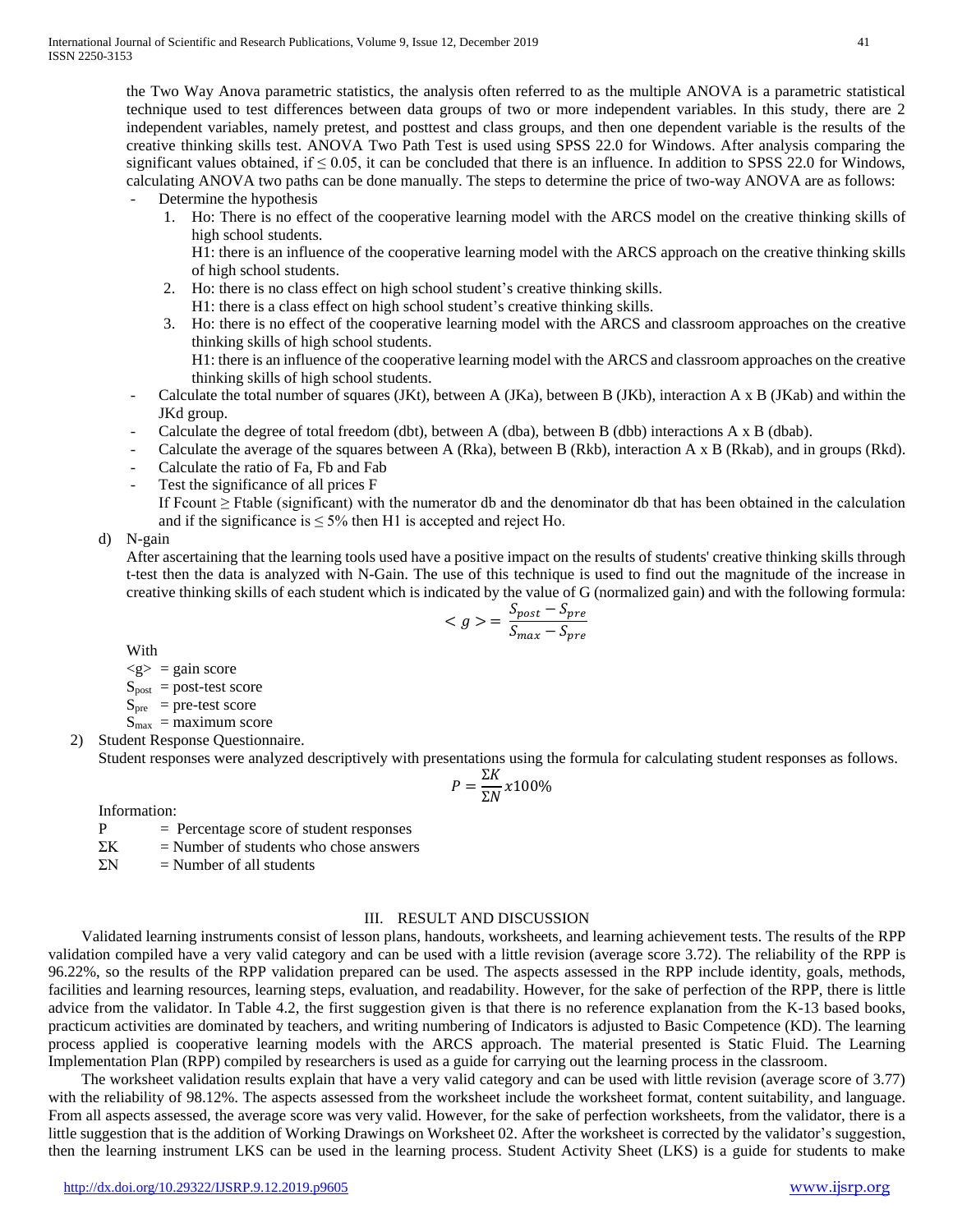the Two Way Anova parametric statistics, the analysis often referred to as the multiple ANOVA is a parametric statistical technique used to test differences between data groups of two or more independent variables. In this study, there are 2 independent variables, namely pretest, and posttest and class groups, and then one dependent variable is the results of the creative thinking skills test. ANOVA Two Path Test is used using SPSS 22.0 for Windows. After analysis comparing the significant values obtained, if ≤ 0.05, it can be concluded that there is an influence. In addition to SPSS 22.0 for Windows, calculating ANOVA two paths can be done manually. The steps to determine the price of two-way ANOVA are as follows:

- Determine the hypothesis
  1. Ho: There is no effect of the cooperative learning model with the ARCS model on the creative thinking skills of high school students.
     H1: there is an influence of the cooperative learning model with the ARCS approach on the creative thinking skills of high school students.
  2. Ho: there is no class effect on high school student's creative thinking skills.
     H1: there is a class effect on high school student's creative thinking skills.
  3. Ho: there is no effect of the cooperative learning model with the ARCS and classroom approaches on the creative thinking skills of high school students.
     H1: there is an influence of the cooperative learning model with the ARCS and classroom approaches on the creative thinking skills of high school students.
- Calculate the total number of squares (JKt), between A (JKa), between B (JKb), interaction A x B (JKab) and within the JKd group.
- Calculate the degree of total freedom (dbt), between A (dba), between B (dbb) interactions A x B (dbab).
- Calculate the average of the squares between A (Rka), between B (Rkb), interaction A x B (Rkab), and in groups (Rkd).
- Calculate the ratio of Fa, Fb and Fab
- Test the significance of all prices F
  If Fcount ≥ Ftable (significant) with the numerator db and the denominator db that has been obtained in the calculation and if the significance is ≤ 5% then H1 is accepted and reject Ho.

d) N-gain

After ascertaining that the learning tools used have a positive impact on the results of students' creative thinking skills through t-test then the data is analyzed with N-Gain. The use of this technique is used to find out the magnitude of the increase in creative thinking skills of each student which is indicated by the value of G (normalized gain) and with the following formula:

$$< g > = \frac{S_{post} - S_{pre}}{S_{max} - S_{pre}}$$

With

$<g>$ = gain score
$S_{post}$ = post-test score
$S_{pre}$ = pre-test score
$S_{max}$ = maximum score

2) Student Response Questionnaire.

Student responses were analyzed descriptively with presentations using the formula for calculating student responses as follows.

$$P = \frac{\Sigma K}{\Sigma N} x100\%$$

Information:

P = Percentage score of student responses
ΣK = Number of students who chose answers
ΣN = Number of all students

## III. RESULT AND DISCUSSION

Validated learning instruments consist of lesson plans, handouts, worksheets, and learning achievement tests. The results of the RPP validation compiled have a very valid category and can be used with a little revision (average score 3.72). The reliability of the RPP is 96.22%, so the results of the RPP validation prepared can be used. The aspects assessed in the RPP include identity, goals, methods, facilities and learning resources, learning steps, evaluation, and readability. However, for the sake of perfection of the RPP, there is little advice from the validator. In Table 4.2, the first suggestion given is that there is no reference explanation from the K-13 based books, practicum activities are dominated by teachers, and writing numbering of Indicators is adjusted to Basic Competence (KD). The learning process applied is cooperative learning models with the ARCS approach. The material presented is Static Fluid. The Learning Implementation Plan (RPP) compiled by researchers is used as a guide for carrying out the learning process in the classroom.

The worksheet validation results explain that have a very valid category and can be used with little revision (average score of 3.77) with the reliability of 98.12%. The aspects assessed from the worksheet include the worksheet format, content suitability, and language. From all aspects assessed, the average score was very valid. However, for the sake of perfection worksheets, from the validator, there is a little suggestion that is the addition of Working Drawings on Worksheet 02. After the worksheet is corrected by the validator's suggestion, then the learning instrument LKS can be used in the learning process. Student Activity Sheet (LKS) is a guide for students to make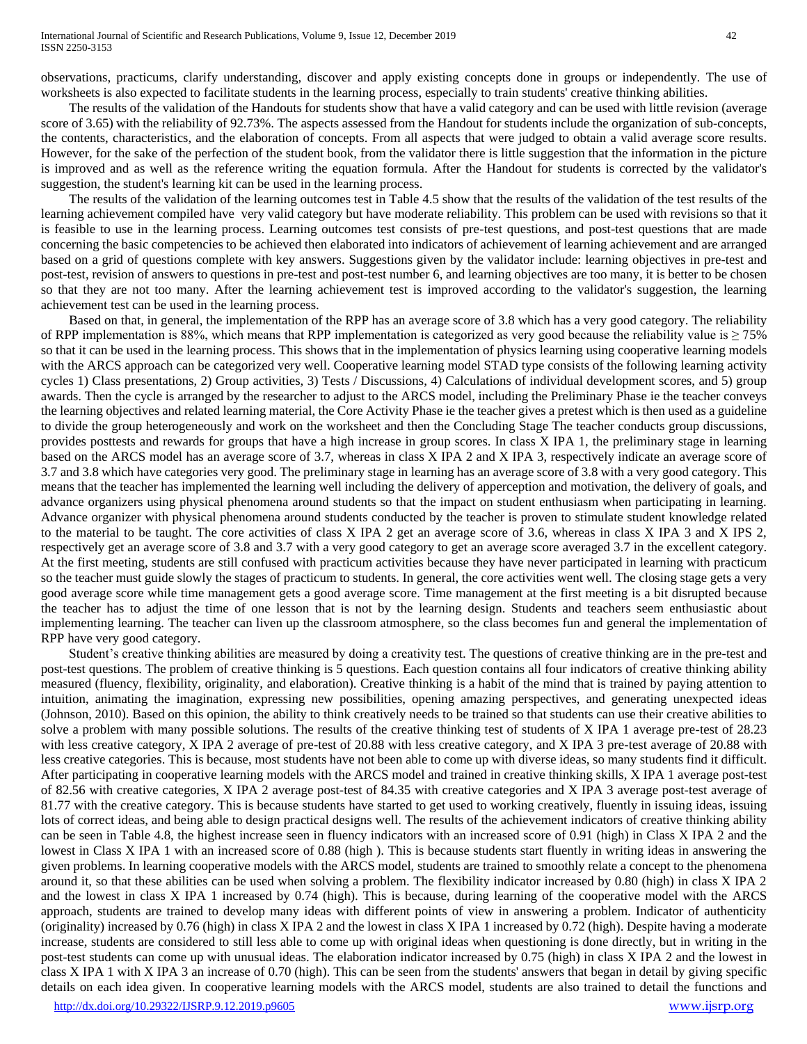observations, practicums, clarify understanding, discover and apply existing concepts done in groups or independently. The use of worksheets is also expected to facilitate students in the learning process, especially to train students' creative thinking abilities.

The results of the validation of the Handouts for students show that have a valid category and can be used with little revision (average score of 3.65) with the reliability of 92.73%. The aspects assessed from the Handout for students include the organization of sub-concepts, the contents, characteristics, and the elaboration of concepts. From all aspects that were judged to obtain a valid average score results. However, for the sake of the perfection of the student book, from the validator there is little suggestion that the information in the picture is improved and as well as the reference writing the equation formula. After the Handout for students is corrected by the validator's suggestion, the student's learning kit can be used in the learning process.

The results of the validation of the learning outcomes test in Table 4.5 show that the results of the validation of the test results of the learning achievement compiled have very valid category but have moderate reliability. This problem can be used with revisions so that it is feasible to use in the learning process. Learning outcomes test consists of pre-test questions, and post-test questions that are made concerning the basic competencies to be achieved then elaborated into indicators of achievement of learning achievement and are arranged based on a grid of questions complete with key answers. Suggestions given by the validator include: learning objectives in pre-test and post-test, revision of answers to questions in pre-test and post-test number 6, and learning objectives are too many, it is better to be chosen so that they are not too many. After the learning achievement test is improved according to the validator's suggestion, the learning achievement test can be used in the learning process.

Based on that, in general, the implementation of the RPP has an average score of 3.8 which has a very good category. The reliability of RPP implementation is 88%, which means that RPP implementation is categorized as very good because the reliability value is ≥ 75% so that it can be used in the learning process. This shows that in the implementation of physics learning using cooperative learning models with the ARCS approach can be categorized very well. Cooperative learning model STAD type consists of the following learning activity cycles 1) Class presentations, 2) Group activities, 3) Tests / Discussions, 4) Calculations of individual development scores, and 5) group awards. Then the cycle is arranged by the researcher to adjust to the ARCS model, including the Preliminary Phase ie the teacher conveys the learning objectives and related learning material, the Core Activity Phase ie the teacher gives a pretest which is then used as a guideline to divide the group heterogeneously and work on the worksheet and then the Concluding Stage The teacher conducts group discussions, provides posttests and rewards for groups that have a high increase in group scores. In class X IPA 1, the preliminary stage in learning based on the ARCS model has an average score of 3.7, whereas in class X IPA 2 and X IPA 3, respectively indicate an average score of 3.7 and 3.8 which have categories very good. The preliminary stage in learning has an average score of 3.8 with a very good category. This means that the teacher has implemented the learning well including the delivery of apperception and motivation, the delivery of goals, and advance organizers using physical phenomena around students so that the impact on student enthusiasm when participating in learning. Advance organizer with physical phenomena around students conducted by the teacher is proven to stimulate student knowledge related to the material to be taught. The core activities of class X IPA 2 get an average score of 3.6, whereas in class X IPA 3 and X IPS 2, respectively get an average score of 3.8 and 3.7 with a very good category to get an average score averaged 3.7 in the excellent category. At the first meeting, students are still confused with practicum activities because they have never participated in learning with practicum so the teacher must guide slowly the stages of practicum to students. In general, the core activities went well. The closing stage gets a very good average score while time management gets a good average score. Time management at the first meeting is a bit disrupted because the teacher has to adjust the time of one lesson that is not by the learning design. Students and teachers seem enthusiastic about implementing learning. The teacher can liven up the classroom atmosphere, so the class becomes fun and general the implementation of RPP have very good category.

Student's creative thinking abilities are measured by doing a creativity test. The questions of creative thinking are in the pre-test and post-test questions. The problem of creative thinking is 5 questions. Each question contains all four indicators of creative thinking ability measured (fluency, flexibility, originality, and elaboration). Creative thinking is a habit of the mind that is trained by paying attention to intuition, animating the imagination, expressing new possibilities, opening amazing perspectives, and generating unexpected ideas (Johnson, 2010). Based on this opinion, the ability to think creatively needs to be trained so that students can use their creative abilities to solve a problem with many possible solutions. The results of the creative thinking test of students of X IPA 1 average pre-test of 28.23 with less creative category, X IPA 2 average of pre-test of 20.88 with less creative category, and X IPA 3 pre-test average of 20.88 with less creative categories. This is because, most students have not been able to come up with diverse ideas, so many students find it difficult. After participating in cooperative learning models with the ARCS model and trained in creative thinking skills, X IPA 1 average post-test of 82.56 with creative categories, X IPA 2 average post-test of 84.35 with creative categories and X IPA 3 average post-test average of 81.77 with the creative category. This is because students have started to get used to working creatively, fluently in issuing ideas, issuing lots of correct ideas, and being able to design practical designs well. The results of the achievement indicators of creative thinking ability can be seen in Table 4.8, the highest increase seen in fluency indicators with an increased score of 0.91 (high) in Class X IPA 2 and the lowest in Class X IPA 1 with an increased score of 0.88 (high ). This is because students start fluently in writing ideas in answering the given problems. In learning cooperative models with the ARCS model, students are trained to smoothly relate a concept to the phenomena around it, so that these abilities can be used when solving a problem. The flexibility indicator increased by 0.80 (high) in class X IPA 2 and the lowest in class X IPA 1 increased by 0.74 (high). This is because, during learning of the cooperative model with the ARCS approach, students are trained to develop many ideas with different points of view in answering a problem. Indicator of authenticity (originality) increased by 0.76 (high) in class X IPA 2 and the lowest in class X IPA 1 increased by 0.72 (high). Despite having a moderate increase, students are considered to still less able to come up with original ideas when questioning is done directly, but in writing in the post-test students can come up with unusual ideas. The elaboration indicator increased by 0.75 (high) in class X IPA 2 and the lowest in class X IPA 1 with X IPA 3 an increase of 0.70 (high). This can be seen from the students' answers that began in detail by giving specific details on each idea given. In cooperative learning models with the ARCS model, students are also trained to detail the functions and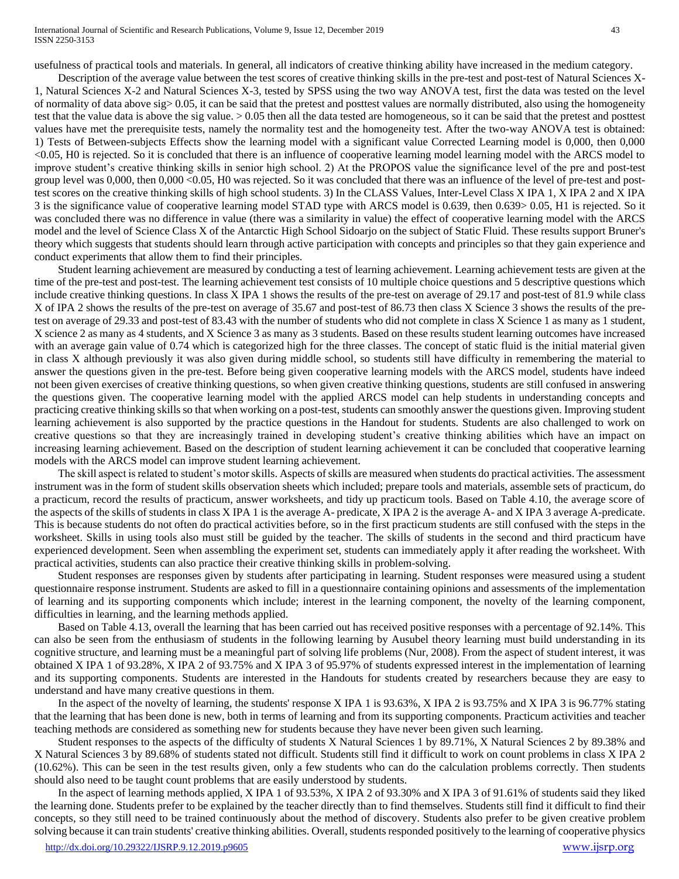usefulness of practical tools and materials. In general, all indicators of creative thinking ability have increased in the medium category.

Description of the average value between the test scores of creative thinking skills in the pre-test and post-test of Natural Sciences X-1, Natural Sciences X-2 and Natural Sciences X-3, tested by SPSS using the two way ANOVA test, first the data was tested on the level of normality of data above sig> 0.05, it can be said that the pretest and posttest values are normally distributed, also using the homogeneity test that the value data is above the sig value. > 0.05 then all the data tested are homogeneous, so it can be said that the pretest and posttest values have met the prerequisite tests, namely the normality test and the homogeneity test. After the two-way ANOVA test is obtained: 1) Tests of Between-subjects Effects show the learning model with a significant value Corrected Learning model is 0,000, then 0,000 <0.05, H0 is rejected. So it is concluded that there is an influence of cooperative learning model learning model with the ARCS model to improve student's creative thinking skills in senior high school. 2) At the PROPOS value the significance level of the pre and post-test group level was 0,000, then 0,000 <0.05, H0 was rejected. So it was concluded that there was an influence of the level of pre-test and post-test scores on the creative thinking skills of high school students. 3) In the CLASS Values, Inter-Level Class X IPA 1, X IPA 2 and X IPA 3 is the significance value of cooperative learning model STAD type with ARCS model is 0.639, then 0.639> 0.05, H1 is rejected. So it was concluded there was no difference in value (there was a similarity in value) the effect of cooperative learning model with the ARCS model and the level of Science Class X of the Antarctic High School Sidoarjo on the subject of Static Fluid. These results support Bruner's theory which suggests that students should learn through active participation with concepts and principles so that they gain experience and conduct experiments that allow them to find their principles.

Student learning achievement are measured by conducting a test of learning achievement. Learning achievement tests are given at the time of the pre-test and post-test. The learning achievement test consists of 10 multiple choice questions and 5 descriptive questions which include creative thinking questions. In class X IPA 1 shows the results of the pre-test on average of 29.17 and post-test of 81.9 while class X of IPA 2 shows the results of the pre-test on average of 35.67 and post-test of 86.73 then class X Science 3 shows the results of the pre-test on average of 29.33 and post-test of 83.43 with the number of students who did not complete in class X Science 1 as many as 1 student, X science 2 as many as 4 students, and X Science 3 as many as 3 students. Based on these results student learning outcomes have increased with an average gain value of 0.74 which is categorized high for the three classes. The concept of static fluid is the initial material given in class X although previously it was also given during middle school, so students still have difficulty in remembering the material to answer the questions given in the pre-test. Before being given cooperative learning models with the ARCS model, students have indeed not been given exercises of creative thinking questions, so when given creative thinking questions, students are still confused in answering the questions given. The cooperative learning model with the applied ARCS model can help students in understanding concepts and practicing creative thinking skills so that when working on a post-test, students can smoothly answer the questions given. Improving student learning achievement is also supported by the practice questions in the Handout for students. Students are also challenged to work on creative questions so that they are increasingly trained in developing student's creative thinking abilities which have an impact on increasing learning achievement. Based on the description of student learning achievement it can be concluded that cooperative learning models with the ARCS model can improve student learning achievement.

The skill aspect is related to student's motor skills. Aspects of skills are measured when students do practical activities. The assessment instrument was in the form of student skills observation sheets which included; prepare tools and materials, assemble sets of practicum, do a practicum, record the results of practicum, answer worksheets, and tidy up practicum tools. Based on Table 4.10, the average score of the aspects of the skills of students in class X IPA 1 is the average A- predicate, X IPA 2 is the average A- and X IPA 3 average A-predicate. This is because students do not often do practical activities before, so in the first practicum students are still confused with the steps in the worksheet. Skills in using tools also must still be guided by the teacher. The skills of students in the second and third practicum have experienced development. Seen when assembling the experiment set, students can immediately apply it after reading the worksheet. With practical activities, students can also practice their creative thinking skills in problem-solving.

Student responses are responses given by students after participating in learning. Student responses were measured using a student questionnaire response instrument. Students are asked to fill in a questionnaire containing opinions and assessments of the implementation of learning and its supporting components which include; interest in the learning component, the novelty of the learning component, difficulties in learning, and the learning methods applied.

Based on Table 4.13, overall the learning that has been carried out has received positive responses with a percentage of 92.14%. This can also be seen from the enthusiasm of students in the following learning by Ausubel theory learning must build understanding in its cognitive structure, and learning must be a meaningful part of solving life problems (Nur, 2008). From the aspect of student interest, it was obtained X IPA 1 of 93.28%, X IPA 2 of 93.75% and X IPA 3 of 95.97% of students expressed interest in the implementation of learning and its supporting components. Students are interested in the Handouts for students created by researchers because they are easy to understand and have many creative questions in them.

In the aspect of the novelty of learning, the students' response X IPA 1 is 93.63%, X IPA 2 is 93.75% and X IPA 3 is 96.77% stating that the learning that has been done is new, both in terms of learning and from its supporting components. Practicum activities and teacher teaching methods are considered as something new for students because they have never been given such learning.

Student responses to the aspects of the difficulty of students X Natural Sciences 1 by 89.71%, X Natural Sciences 2 by 89.38% and X Natural Sciences 3 by 89.68% of students stated not difficult. Students still find it difficult to work on count problems in class X IPA 2 (10.62%). This can be seen in the test results given, only a few students who can do the calculation problems correctly. Then students should also need to be taught count problems that are easily understood by students.

In the aspect of learning methods applied, X IPA 1 of 93.53%, X IPA 2 of 93.30% and X IPA 3 of 91.61% of students said they liked the learning done. Students prefer to be explained by the teacher directly than to find themselves. Students still find it difficult to find their concepts, so they still need to be trained continuously about the method of discovery. Students also prefer to be given creative problem solving because it can train students' creative thinking abilities. Overall, students responded positively to the learning of cooperative physics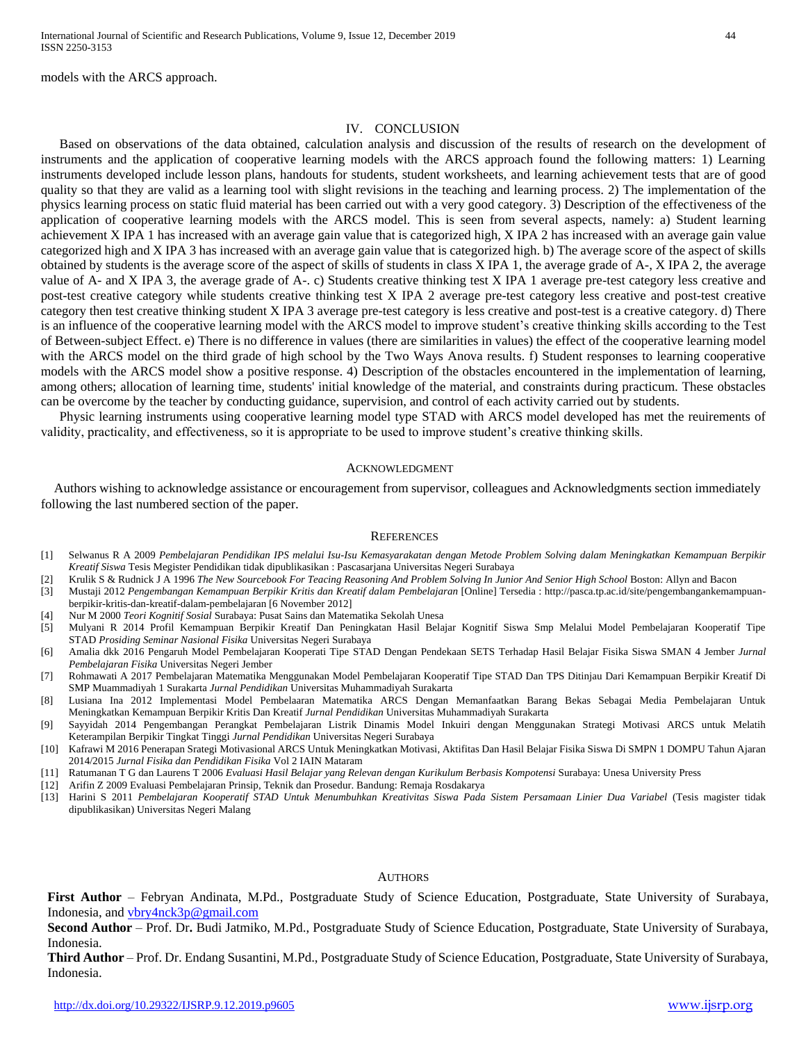models with the ARCS approach.

## IV. CONCLUSION

Based on observations of the data obtained, calculation analysis and discussion of the results of research on the development of instruments and the application of cooperative learning models with the ARCS approach found the following matters: 1) Learning instruments developed include lesson plans, handouts for students, student worksheets, and learning achievement tests that are of good quality so that they are valid as a learning tool with slight revisions in the teaching and learning process. 2) The implementation of the physics learning process on static fluid material has been carried out with a very good category. 3) Description of the effectiveness of the application of cooperative learning models with the ARCS model. This is seen from several aspects, namely: a) Student learning achievement X IPA 1 has increased with an average gain value that is categorized high, X IPA 2 has increased with an average gain value categorized high and X IPA 3 has increased with an average gain value that is categorized high. b) The average score of the aspect of skills obtained by students is the average score of the aspect of skills of students in class X IPA 1, the average grade of A-, X IPA 2, the average value of A- and X IPA 3, the average grade of A-. c) Students creative thinking test X IPA 1 average pre-test category less creative and post-test creative category while students creative thinking test X IPA 2 average pre-test category less creative and post-test creative category then test creative thinking student X IPA 3 average pre-test category is less creative and post-test is a creative category. d) There is an influence of the cooperative learning model with the ARCS model to improve student's creative thinking skills according to the Test of Between-subject Effect. e) There is no difference in values (there are similarities in values) the effect of the cooperative learning model with the ARCS model on the third grade of high school by the Two Ways Anova results. f) Student responses to learning cooperative models with the ARCS model show a positive response. 4) Description of the obstacles encountered in the implementation of learning, among others; allocation of learning time, students' initial knowledge of the material, and constraints during practicum. These obstacles can be overcome by the teacher by conducting guidance, supervision, and control of each activity carried out by students.

Physic learning instruments using cooperative learning model type STAD with ARCS model developed has met the reuirements of validity, practicality, and effectiveness, so it is appropriate to be used to improve student's creative thinking skills.

## ACKNOWLEDGMENT

Authors wishing to acknowledge assistance or encouragement from supervisor, colleagues and Acknowledgments section immediately following the last numbered section of the paper.

## REFERENCES

[1] Selwanus R A 2009 *Pembelajaran Pendidikan IPS melalui Isu-Isu Kemasyarakatan dengan Metode Problem Solving dalam Meningkatkan Kemampuan Berpikir Kreatif Siswa* Tesis Megister Pendidikan tidak dipublikasikan : Pascasarjana Universitas Negeri Surabaya

[2] Krulik S & Rudnick J A 1996 *The New Sourcebook For Teacing Reasoning And Problem Solving In Junior And Senior High School* Boston: Allyn and Bacon

[3] Mustaji 2012 *Pengembangan Kemampuan Berpikir Kritis dan Kreatif dalam Pembelajaran* [Online] Tersedia : http://pasca.tp.ac.id/site/pengembangankemampuan-berpikir-kritis-dan-kreatif-dalam-pembelajaran [6 November 2012]

[4] Nur M 2000 *Teori Kognitif Sosial* Surabaya: Pusat Sains dan Matematika Sekolah Unesa

[5] Mulyani R 2014 Profil Kemampuan Berpikir Kreatif Dan Peningkatan Hasil Belajar Kognitif Siswa Smp Melalui Model Pembelajaran Kooperatif Tipe STAD *Prosiding Seminar Nasional Fisika* Universitas Negeri Surabaya

[6] Amalia dkk 2016 Pengaruh Model Pembelajaran Kooperati Tipe STAD Dengan Pendekaan SETS Terhadap Hasil Belajar Fisika Siswa SMAN 4 Jember *Jurnal Pembelajaran Fisika* Universitas Negeri Jember

[7] Rohmawati A 2017 Pembelajaran Matematika Menggunakan Model Pembelajaran Kooperatif Tipe STAD Dan TPS Ditinjau Dari Kemampuan Berpikir Kreatif Di SMP Muammadiyah 1 Surakarta *Jurnal Pendidikan* Universitas Muhammadiyah Surakarta

[8] Lusiana Ina 2012 Implementasi Model Pembelaaran Matematika ARCS Dengan Memanfaatkan Barang Bekas Sebagai Media Pembelajaran Untuk Meningkatkan Kemampuan Berpikir Kritis Dan Kreatif *Jurnal Pendidikan* Universitas Muhammadiyah Surakarta

[9] Sayyidah 2014 Pengembangan Perangkat Pembelajaran Listrik Dinamis Model Inkuiri dengan Menggunakan Strategi Motivasi ARCS untuk Melatih Keterampilan Berpikir Tingkat Tinggi *Jurnal Pendidikan* Universitas Negeri Surabaya

[10] Kafrawi M 2016 Penerapan Srategi Motivasional ARCS Untuk Meningkatkan Motivasi, Aktifitas Dan Hasil Belajar Fisika Siswa Di SMPN 1 DOMPU Tahun Ajaran 2014/2015 *Jurnal Fisika dan Pendidikan Fisika* Vol 2 IAIN Mataram

[11] Ratumanan T G dan Laurens T 2006 *Evaluasi Hasil Belajar yang Relevan dengan Kurikulum Berbasis Kompotensi* Surabaya: Unesa University Press

[12] Arifin Z 2009 Evaluasi Pembelajaran Prinsip, Teknik dan Prosedur. Bandung: Remaja Rosdakarya

[13] Harini S 2011 *Pembelajaran Kooperatif STAD Untuk Menumbuhkan Kreativitas Siswa Pada Sistem Persamaan Linier Dua Variabel* (Tesis magister tidak dipublikasikan) Universitas Negeri Malang

## AUTHORS

**First Author** – Febryan Andinata, M.Pd., Postgraduate Study of Science Education, Postgraduate, State University of Surabaya, Indonesia, and vbry4nck3p@gmail.com

**Second Author** – Prof. Dr. Budi Jatmiko, M.Pd., Postgraduate Study of Science Education, Postgraduate, State University of Surabaya, Indonesia.

**Third Author** – Prof. Dr. Endang Susantini, M.Pd., Postgraduate Study of Science Education, Postgraduate, State University of Surabaya, Indonesia.